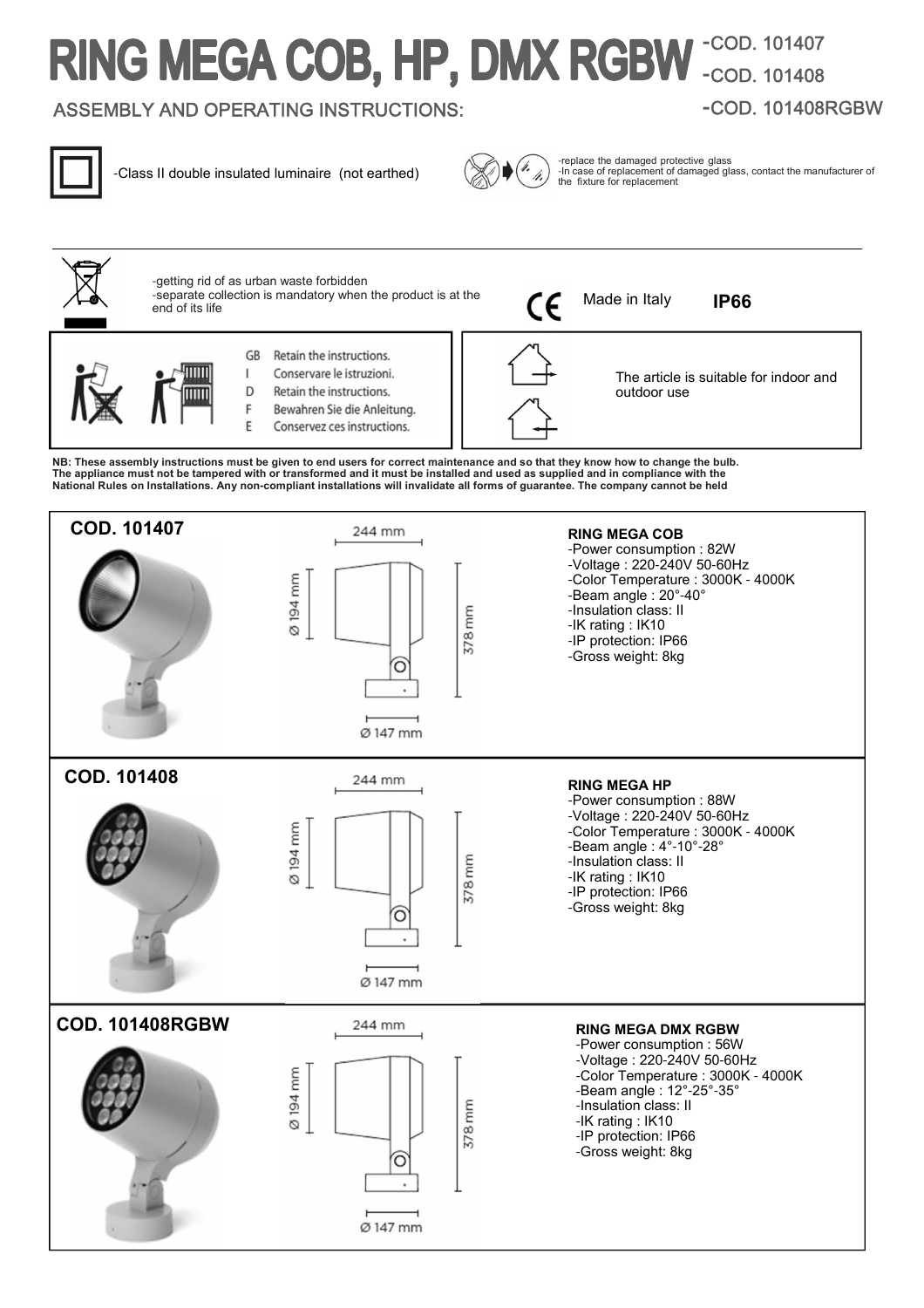# RING MEGA COB, HP, DMX RGBW

-COD. 101407
-COD. 101408
-COD. 101408RGBW

ASSEMBLY AND OPERATING INSTRUCTIONS:

-Class II double insulated luminaire (not earthed)

-replace the damaged protective glass
-In case of replacement of damaged glass, contact the manufacturer of the fixture for replacement

-getting rid of as urban waste forbidden
-separate collection is mandatory when the product is at the end of its life

CE Made in Italy **IP66**

GB Retain the instructions.
I Conservare le istruzioni.
D Retain the instructions.
F Bewahren Sie die Anleitung.
E Conservez ces instructions.

The article is suitable for indoor and outdoor use

**NB: These assembly instructions must be given to end users for correct maintenance and so that they know how to change the bulb. The appliance must not be tampered with or transformed and it must be installed and used as supplied and in compliance with the National Rules on Installations. Any non-compliant installations will invalidate all forms of guarantee. The company cannot be held**

## COD. 101407

244 mm
Ø 194 mm
378 mm
Ø 147 mm

**RING MEGA COB**
- Power consumption : 82W
- Voltage : 220-240V 50-60Hz
- Color Temperature : 3000K - 4000K
- Beam angle : 20°-40°
- Insulation class: II
- IK rating : IK10
- IP protection: IP66
- Gross weight: 8kg

## COD. 101408

244 mm
Ø 194 mm
378 mm
Ø 147 mm

**RING MEGA HP**
- Power consumption : 88W
- Voltage : 220-240V 50-60Hz
- Color Temperature : 3000K - 4000K
- Beam angle : 4°-10°-28°
- Insulation class: II
- IK rating : IK10
- IP protection: IP66
- Gross weight: 8kg

## COD. 101408RGBW

244 mm
Ø 194 mm
378 mm
Ø 147 mm

**RING MEGA DMX RGBW**
- Power consumption : 56W
- Voltage : 220-240V 50-60Hz
- Color Temperature : 3000K - 4000K
- Beam angle : 12°-25°-35°
- Insulation class: II
- IK rating : IK10
- IP protection: IP66
- Gross weight: 8kg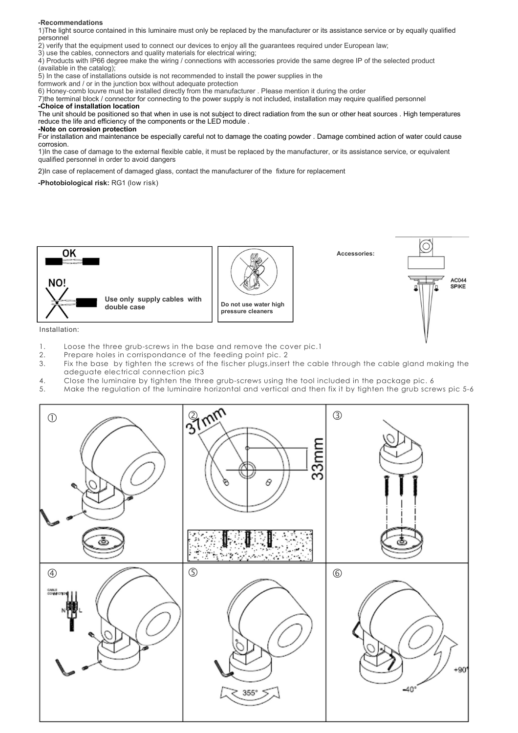**-Recommendations**

1)The light source contained in this luminaire must only be replaced by the manufacturer or its assistance service or by equally qualified personnel

2) verify that the equipment used to connect our devices to enjoy all the guarantees required under European law;

3) use the cables, connectors and quality materials for electrical wiring;

4) Products with IP66 degree make the wiring / connections with accessories provide the same degree IP of the selected product (available in the catalog);

5) In the case of installations outside is not recommended to install the power supplies in the formwork and / or in the junction box without adequate protection

6) Honey-comb louvre must be installed directly from the manufacturer . Please mention it during the order

7)the terminal block / connector for connecting to the power supply is not included, installation may require qualified personnel

**-Choice of installation location**

The unit should be positioned so that when in use is not subject to direct radiation from the sun or other heat sources . High temperatures reduce the life and efficiency of the components or the LED module .

**-Note on corrosion protection**

For installation and maintenance be especially careful not to damage the coating powder . Damage combined action of water could cause corrosion.

1)In the case of damage to the external flexible cable, it must be replaced by the manufacturer, or its assistance service, or equivalent qualified personnel in order to avoid dangers

2)In case of replacement of damaged glass, contact the manufacturer of the fixture for replacement

**-Photobiological risk:** RG1 (low risk)

OK

NO!

**Use only supply cables with double case**

**Do not use water high pressure cleaners**

**Accessories:**

AC044 SPIKE

Installation:

1. Loose the three grub-screws in the base and remove the cover pic.1
2. Prepare holes in corrispondance of the feeding point pic. 2
3. Fix the base by tighten the screws of the fischer plugs,insert the cable through the cable gland making the adeguate electrical connection pic3
4. Close the luminaire by tighten the three grub-screws using the tool included in the package pic. 6
5. Make the regulation of the luminaire horizontal and vertical and then fix it by tighten the grub screws pic 5-6

① ② 37mm 33mm ③ ④ CABLE CONNECTOR N L ⑤ 355° ⑥ +90° -40°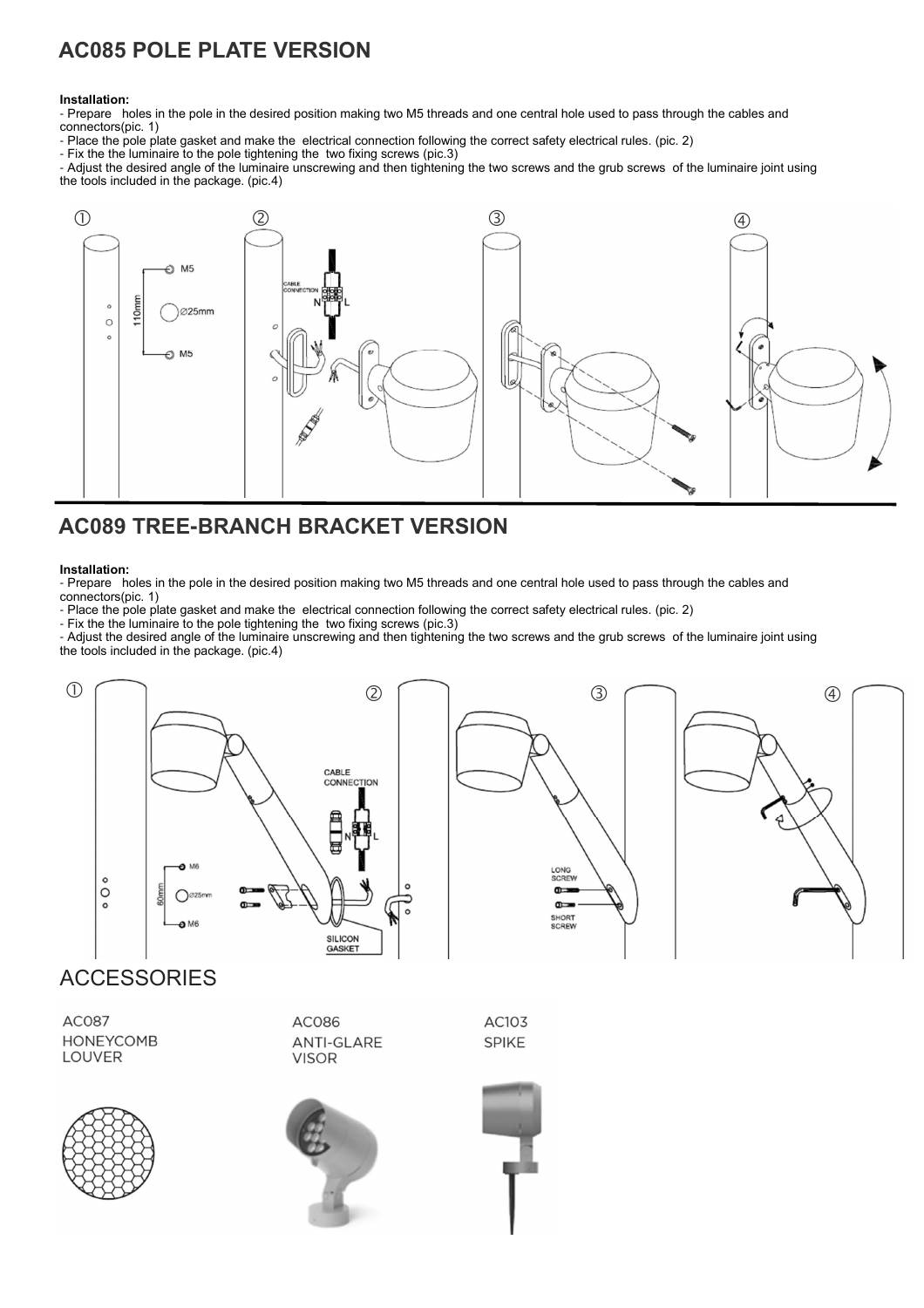## AC085 POLE PLATE VERSION

**Installation:**

- Prepare holes in the pole in the desired position making two M5 threads and one central hole used to pass through the cables and connectors(pic. 1)
- Place the pole plate gasket and make the electrical connection following the correct safety electrical rules. (pic. 2)
- Fix the the luminaire to the pole tightening the two fixing screws (pic.3)
- Adjust the desired angle of the luminaire unscrewing and then tightening the two screws and the grub screws of the luminaire joint using the tools included in the package. (pic.4)

## AC089 TREE-BRANCH BRACKET VERSION

**Installation:**

- Prepare holes in the pole in the desired position making two M5 threads and one central hole used to pass through the cables and connectors(pic. 1)
- Place the pole plate gasket and make the electrical connection following the correct safety electrical rules. (pic. 2)
- Fix the the luminaire to the pole tightening the two fixing screws (pic.3)
- Adjust the desired angle of the luminaire unscrewing and then tightening the two screws and the grub screws of the luminaire joint using the tools included in the package. (pic.4)

## ACCESSORIES

AC087
HONEYCOMB
LOUVER

AC086
ANTI-GLARE
VISOR

AC103
SPIKE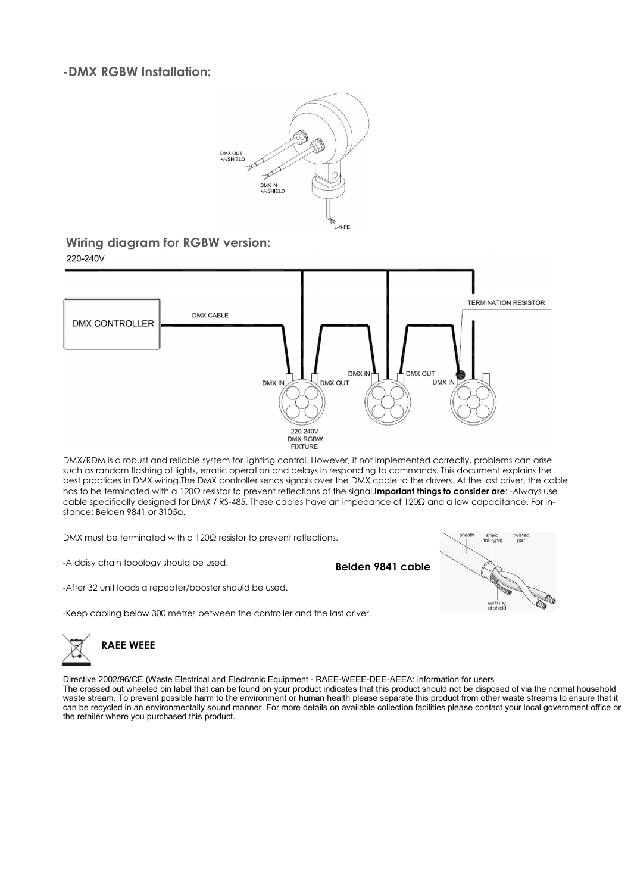## -DMX RGBW Installation:

DMX OUT
+/-/SHIELD

DMX IN
+/-/SHIELD

L-N-PE

## Wiring diagram for RGBW version:

220-240V

DMX CONTROLLER

DMX CABLE

TERMINATION RESISTOR

DMX IN

DMX OUT

DMX IN

DMX OUT

DMX IN

220-240V
DMX RGBW
FIXTURE

DMX/RDM is a robust and reliable system for lighting control. However, if not implemented correctly, problems can arise such as random flashing of lights, erratic operation and delays in responding to commands. This document explains the best practices in DMX wiring.The DMX controller sends signals over the DMX cable to the drivers. At the last driver, the cable has to be terminated with a 120Ω resistor to prevent reflections of the signal.**Important things to consider are**: -Always use cable specifically designed for DMX / RS-485. These cables have an impedance of 120Ω and a low capacitance. For instance: Belden 9841 or 3105a.

DMX must be terminated with a 120Ω resistor to prevent reflections.

-A daisy chain topology should be used.

-After 32 unit loads a repeater/booster should be used.

-Keep cabling below 300 metres between the controller and the last driver.

**Belden 9841 cable**

sheath
shield (foil-type)
twisted pair
earthing of shield

**RAEE WEEE**

Directive 2002/96/CE (Waste Electrical and Electronic Equipment - RAEE-WEEE-DEE-AEEA: information for users
The crossed out wheeled bin label that can be found on your product indicates that this product should not be disposed of via the normal household waste stream. To prevent possible harm to the environment or human health please separate this product from other waste streams to ensure that it can be recycled in an environmentally sound manner. For more details on available collection facilities please contact your local government office or the retailer where you purchased this product.